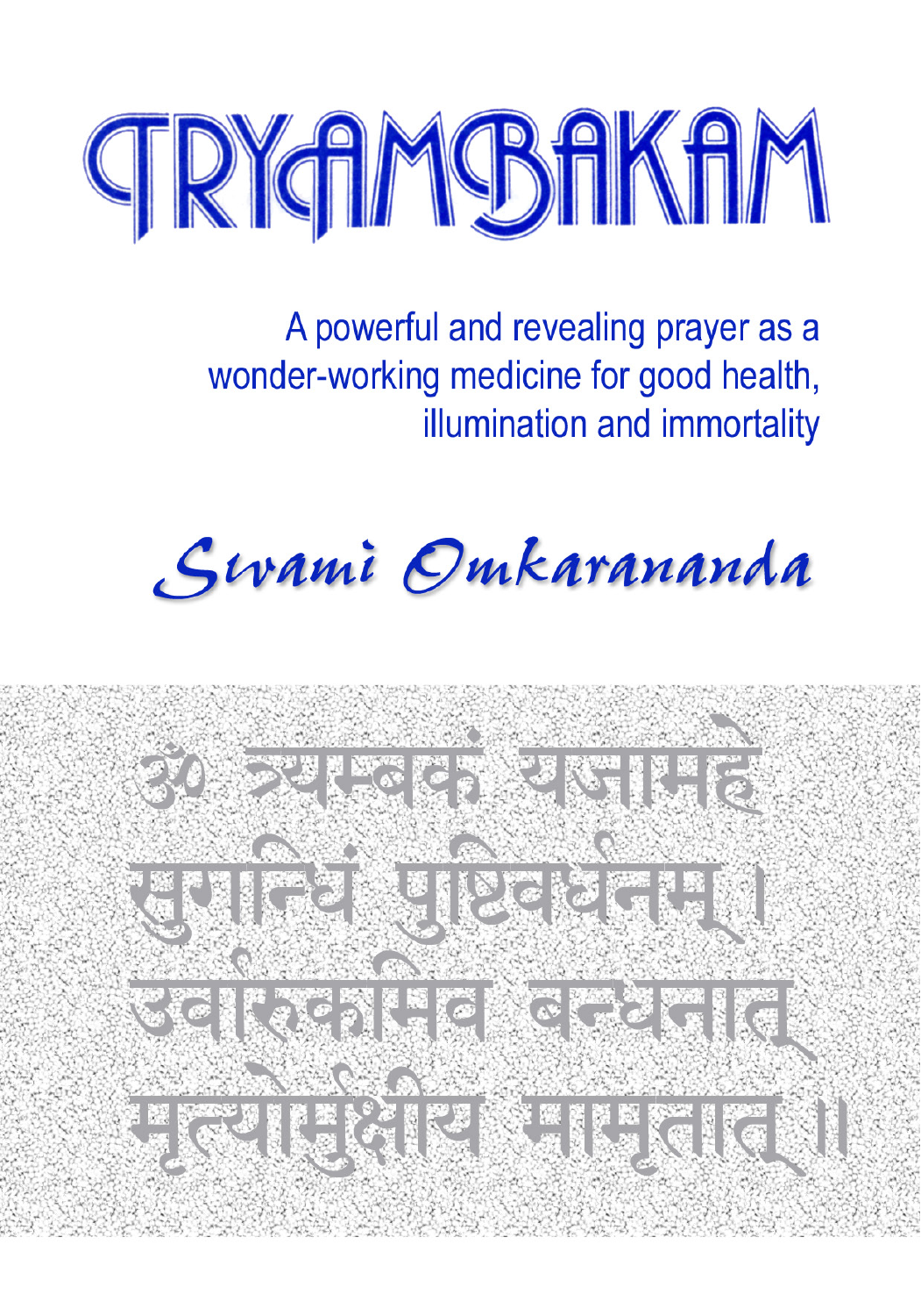# TRYAMBAKAM

A powerful and revealing prayer as a wonder-working medicine for good health, illumination and immortality

*Swami Omkarananda*

ॐ त्र्यम्बकं यजामहे
सुगन्धिं पुष्टिवर्धनम् ।
उर्वारुकमिव बन्धनात्
मृत्योर्मुक्षीय मामृतात् ॥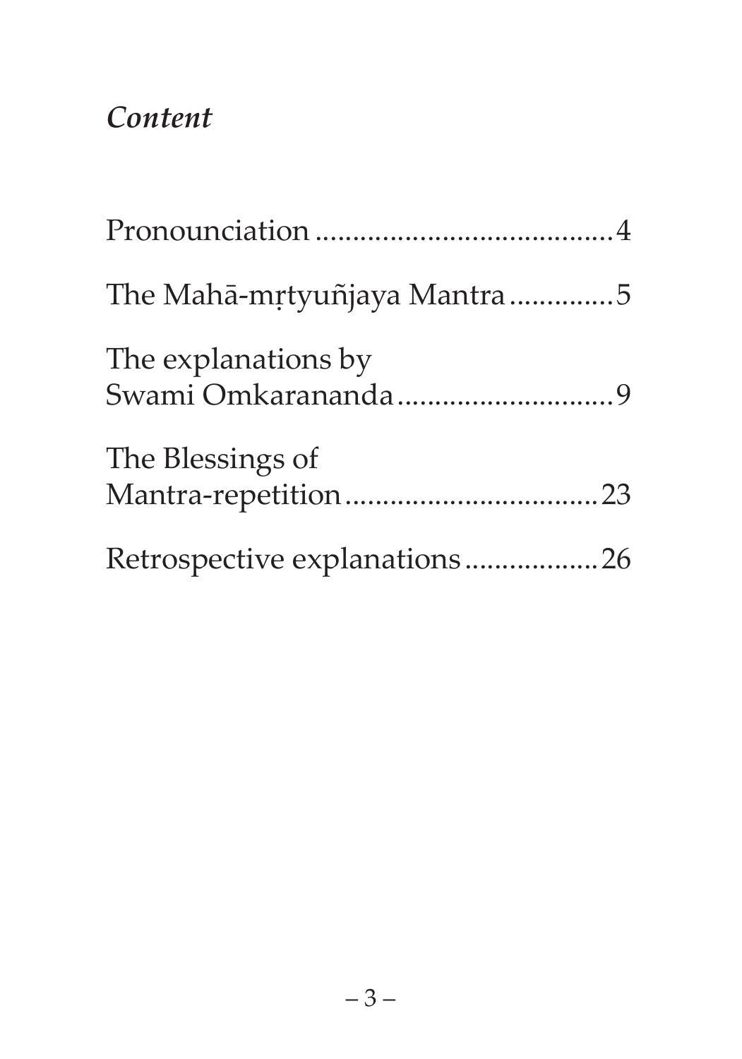## *Content*

Pronounciation ........................................ 4

The Mahā-mṛtyuñjaya Mantra .............. 5

The explanations by
Swami Omkarananda .............................. 9

The Blessings of
Mantra-repetition .................................. 23

Retrospective explanations .................. 26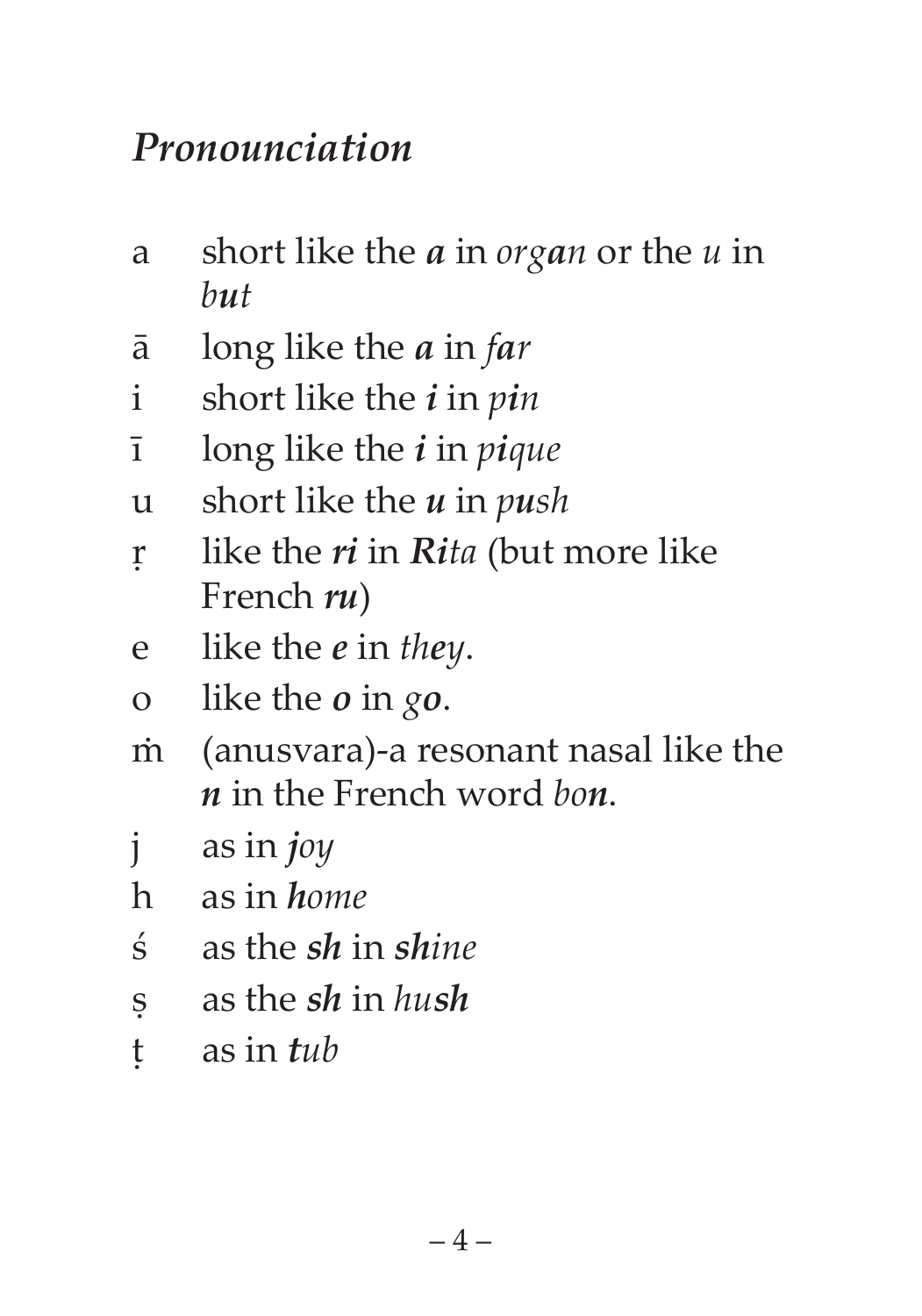## *Pronounciation*

- a short like the ***a*** in *org**a**n* or the *u* in *b**u**t*
- ā long like the ***a*** in *f**a**r*
- i short like the ***i*** in *p**i**n*
- ī long like the ***i*** in *p**i**que*
- u short like the ***u*** in *p**u**sh*
- ṛ like the ***ri*** in ***Ri**ta* (but more like French ***ru***)
- e like the ***e*** in *th**e**y*.
- o like the ***o*** in *g**o***.
- ṁ (anusvara)-a resonant nasal like the ***n*** in the French word *bo**n***.
- j as in ***j**oy*
- h as in ***h**ome*
- ś as the ***sh*** in ***sh**ine*
- ṣ as the ***sh*** in *hu**sh***
- ṭ as in ***t**ub*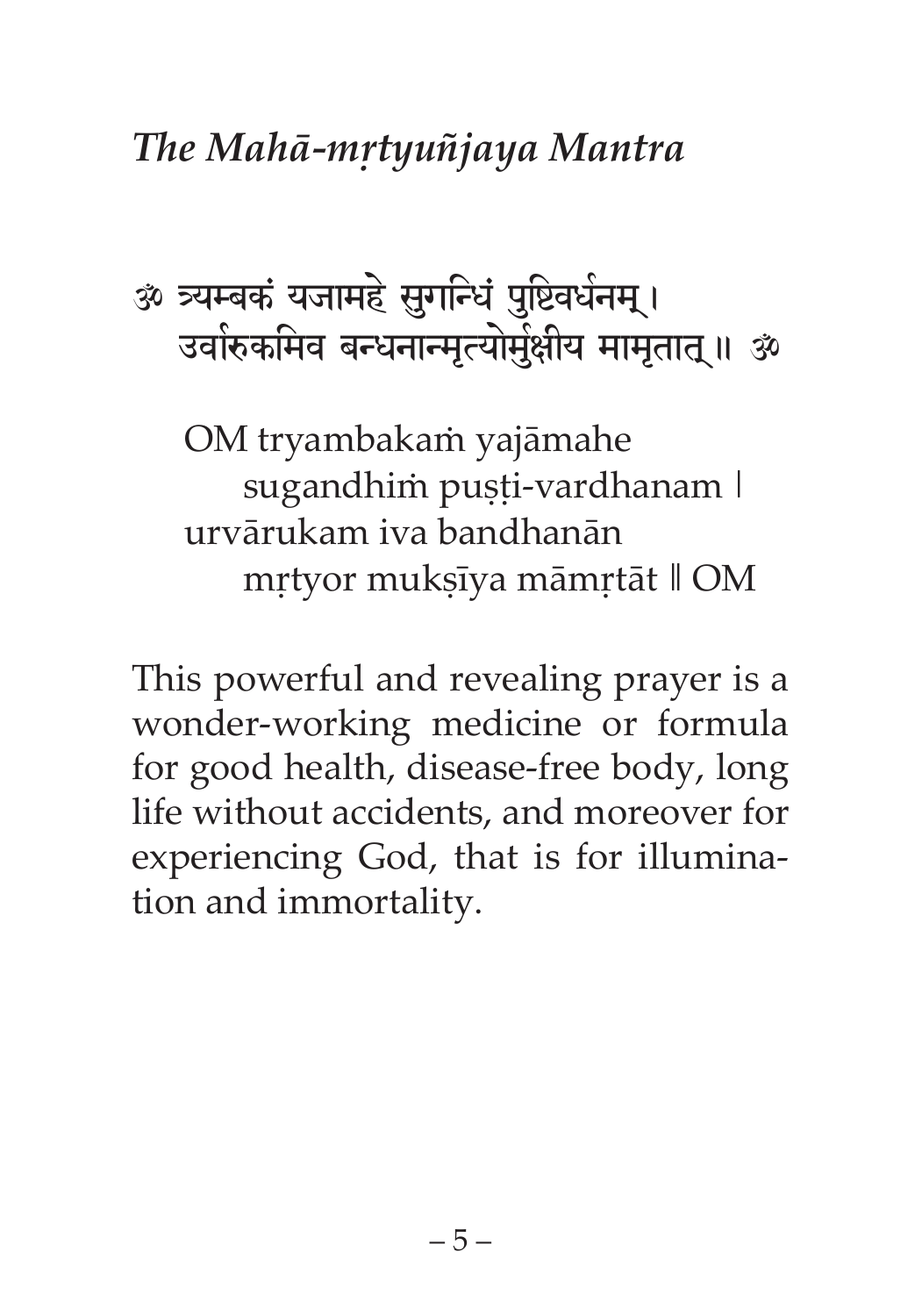## *The Mahā-mṛtyuñjaya Mantra*

ॐ त्र्यम्बकं यजामहे सुगन्धिं पुष्टिवर्धनम् ।
उर्वारुकमिव बन्धनान्मृत्योर्मुक्षीय मामृतात् ॥ ॐ

OM tryambakaṁ yajāmahe
sugandhiṁ puṣṭi-vardhanam |
urvārukam iva bandhanān
mṛtyor mukṣīya māmṛtāt ‖ OM

This powerful and revealing prayer is a wonder-working medicine or formula for good health, disease-free body, long life without accidents, and moreover for experiencing God, that is for illumination and immortality.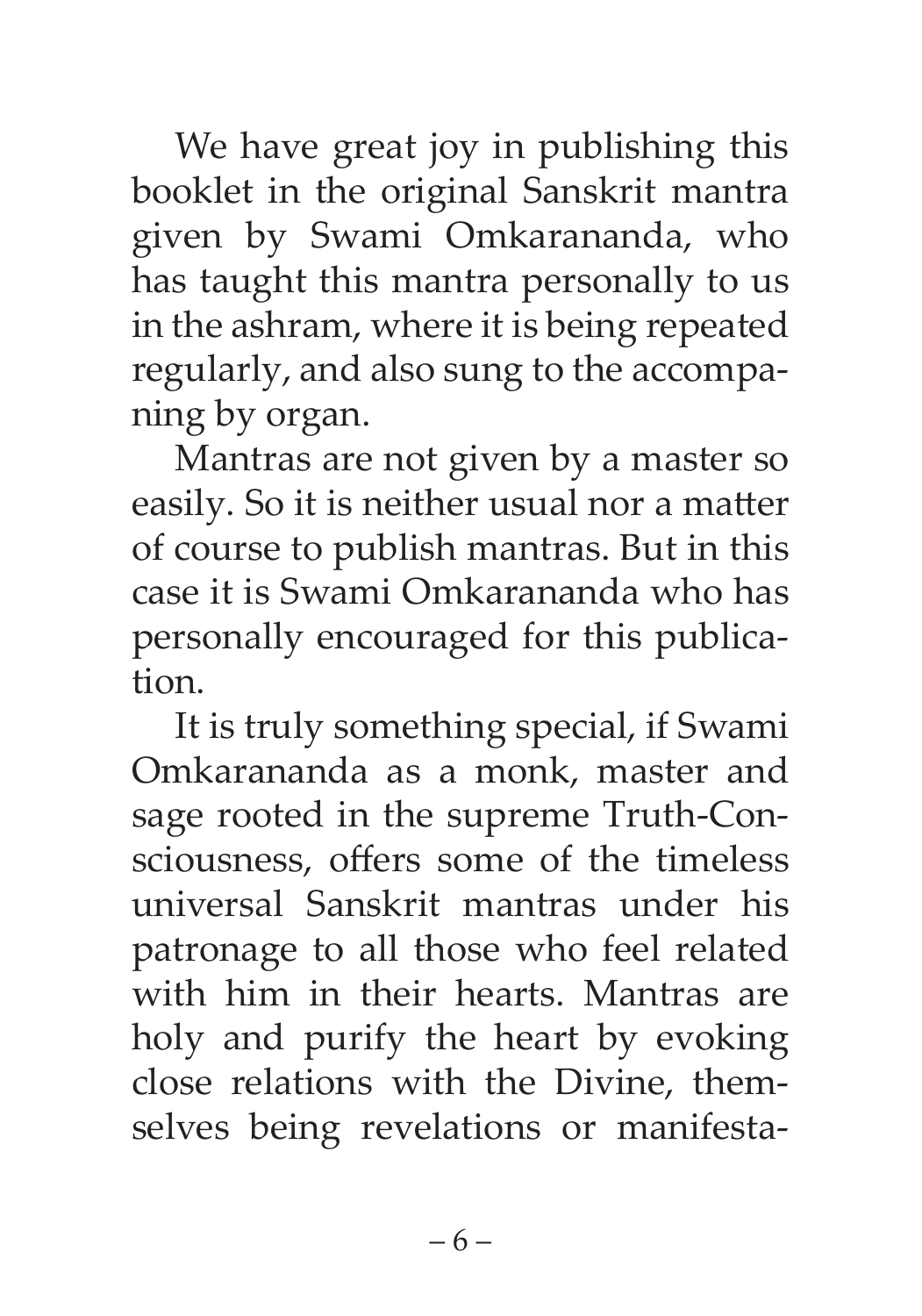We have great joy in publishing this booklet in the original Sanskrit mantra given by Swami Omkarananda, who has taught this mantra personally to us in the ashram, where it is being repeated regularly, and also sung to the accompaning by organ.

Mantras are not given by a master so easily. So it is neither usual nor a matter of course to publish mantras. But in this case it is Swami Omkarananda who has personally encouraged for this publication.

It is truly something special, if Swami Omkarananda as a monk, master and sage rooted in the supreme Truth-Consciousness, offers some of the timeless universal Sanskrit mantras under his patronage to all those who feel related with him in their hearts. Mantras are holy and purify the heart by evoking close relations with the Divine, themselves being revelations or manifesta-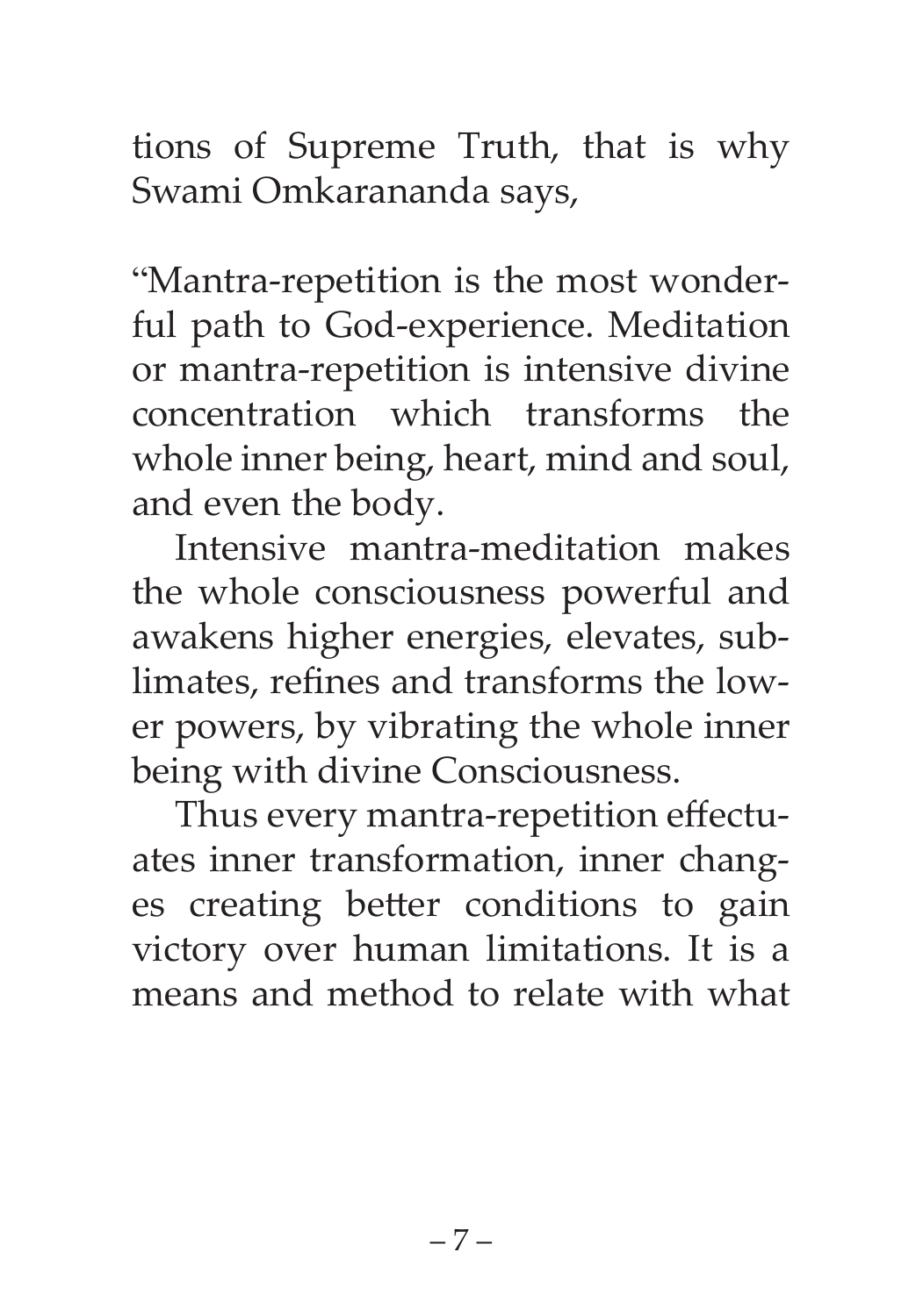tions of Supreme Truth, that is why Swami Omkarananda says,

"Mantra-repetition is the most wonderful path to God-experience. Meditation or mantra-repetition is intensive divine concentration which transforms the whole inner being, heart, mind and soul, and even the body.

Intensive mantra-meditation makes the whole consciousness powerful and awakens higher energies, elevates, sublimates, refines and transforms the lower powers, by vibrating the whole inner being with divine Consciousness.

Thus every mantra-repetition effectuates inner transformation, inner changes creating better conditions to gain victory over human limitations. It is a means and method to relate with what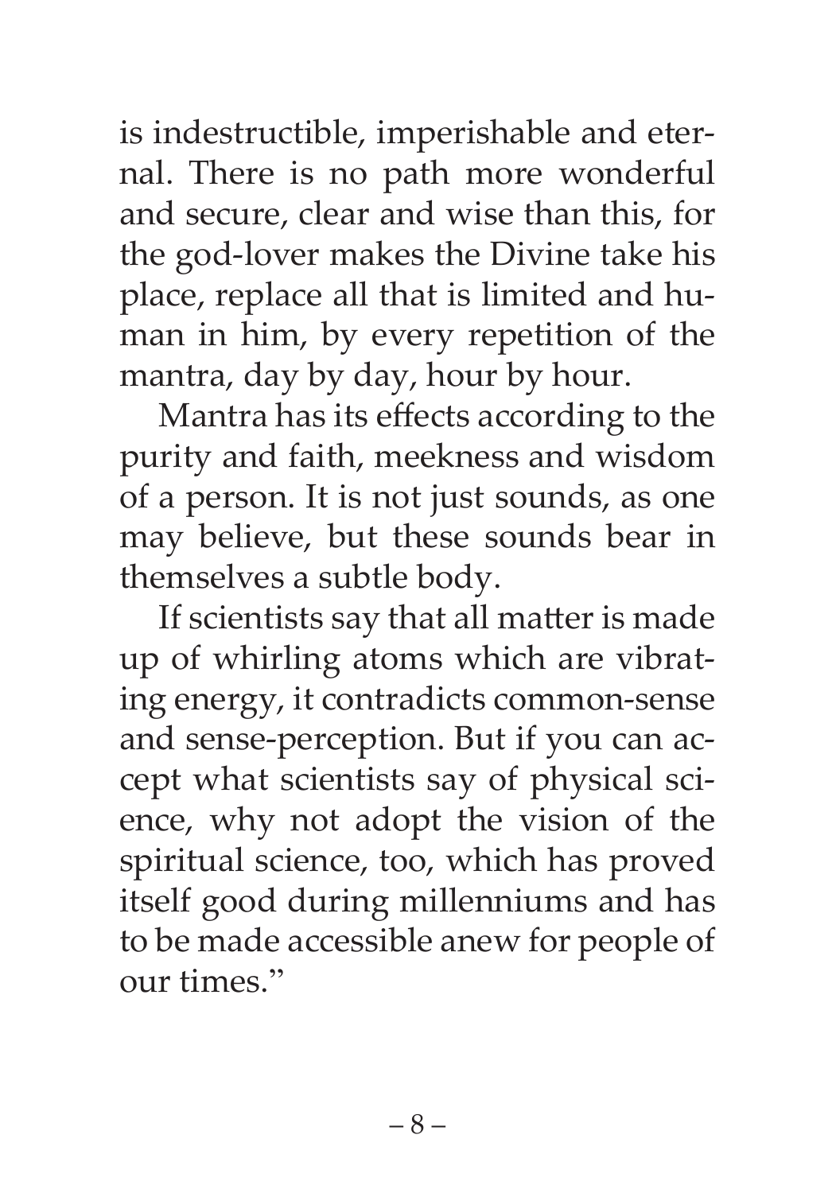is indestructible, imperishable and eternal. There is no path more wonderful and secure, clear and wise than this, for the god-lover makes the Divine take his place, replace all that is limited and human in him, by every repetition of the mantra, day by day, hour by hour.

Mantra has its effects according to the purity and faith, meekness and wisdom of a person. It is not just sounds, as one may believe, but these sounds bear in themselves a subtle body.

If scientists say that all matter is made up of whirling atoms which are vibrating energy, it contradicts common-sense and sense-perception. But if you can accept what scientists say of physical science, why not adopt the vision of the spiritual science, too, which has proved itself good during millenniums and has to be made accessible anew for people of our times."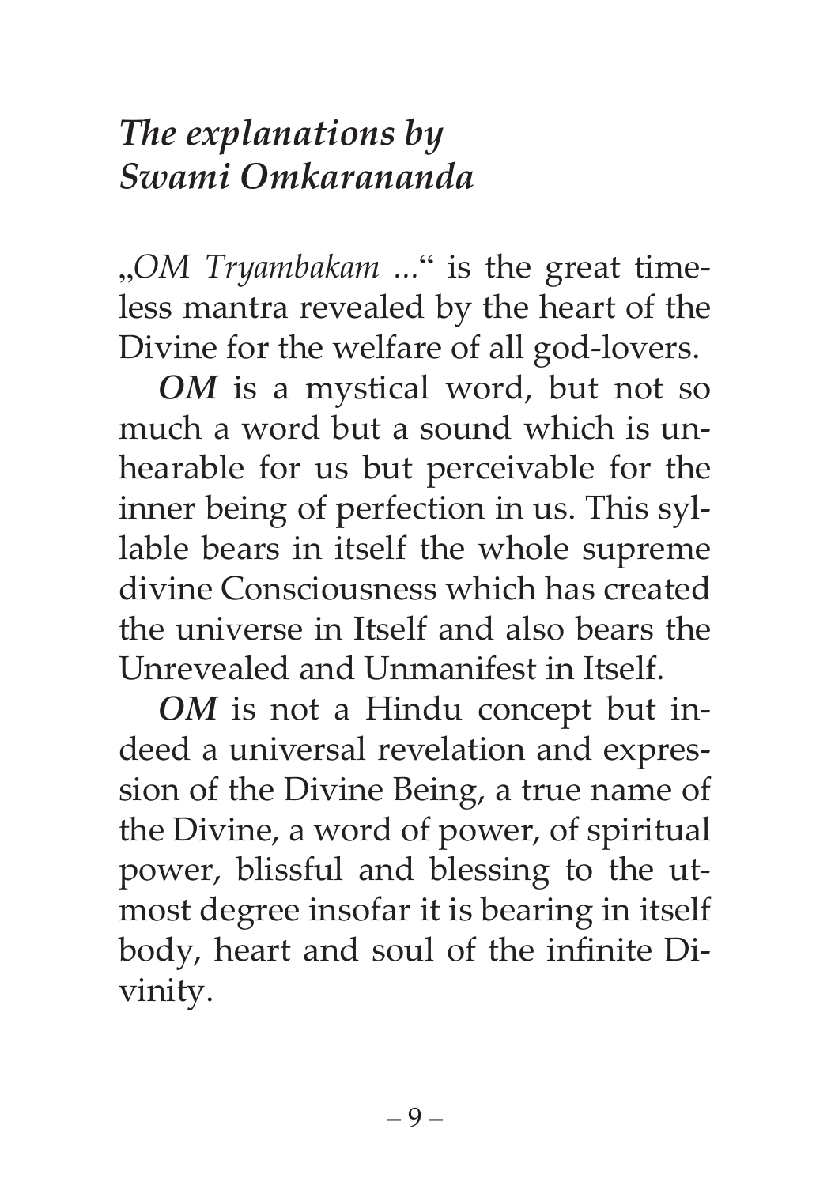## *The explanations by Swami Omkarananda*

„*OM Tryambakam ...*“ is the great timeless mantra revealed by the heart of the Divine for the welfare of all god-lovers.

***OM*** is a mystical word, but not so much a word but a sound which is unhearable for us but perceivable for the inner being of perfection in us. This syllable bears in itself the whole supreme divine Consciousness which has created the universe in Itself and also bears the Unrevealed and Unmanifest in Itself.

***OM*** is not a Hindu concept but indeed a universal revelation and expression of the Divine Being, a true name of the Divine, a word of power, of spiritual power, blissful and blessing to the utmost degree insofar it is bearing in itself body, heart and soul of the infinite Divinity.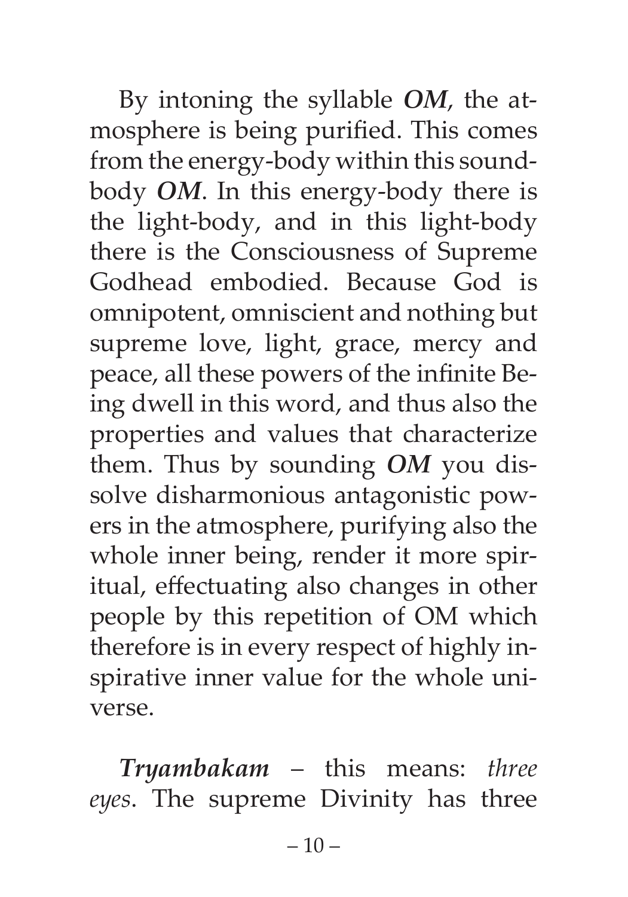By intoning the syllable ***OM***, the atmosphere is being purified. This comes from the energy-body within this sound-body ***OM***. In this energy-body there is the light-body, and in this light-body there is the Consciousness of Supreme Godhead embodied. Because God is omnipotent, omniscient and nothing but supreme love, light, grace, mercy and peace, all these powers of the infinite Being dwell in this word, and thus also the properties and values that characterize them. Thus by sounding ***OM*** you dissolve disharmonious antagonistic powers in the atmosphere, purifying also the whole inner being, render it more spiritual, effectuating also changes in other people by this repetition of OM which therefore is in every respect of highly inspirative inner value for the whole universe.

***Tryambakam*** – this means: *three eyes*. The supreme Divinity has three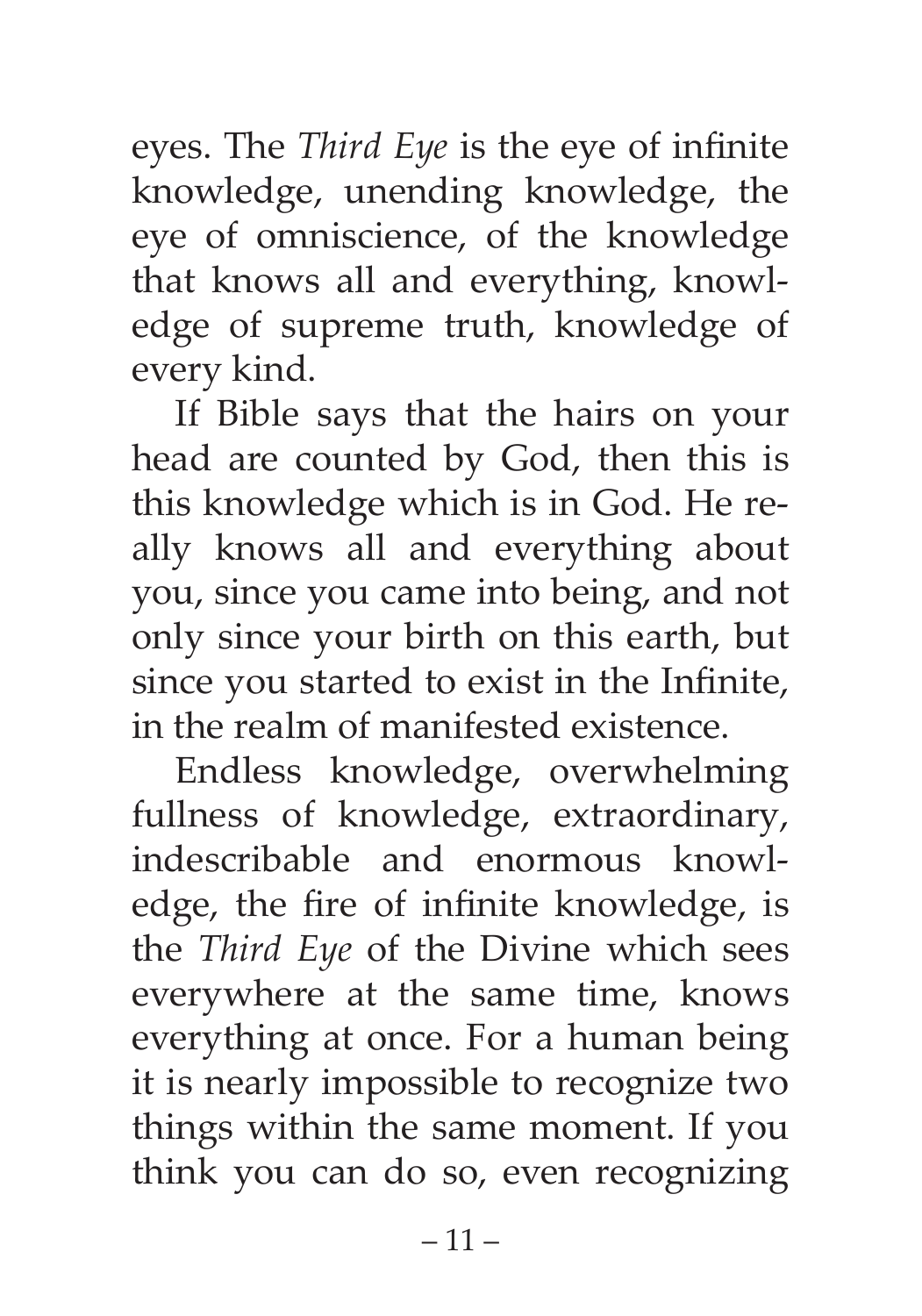eyes. The *Third Eye* is the eye of infinite knowledge, unending knowledge, the eye of omniscience, of the knowledge that knows all and everything, knowledge of supreme truth, knowledge of every kind.

If Bible says that the hairs on your head are counted by God, then this is this knowledge which is in God. He really knows all and everything about you, since you came into being, and not only since your birth on this earth, but since you started to exist in the Infinite, in the realm of manifested existence.

Endless knowledge, overwhelming fullness of knowledge, extraordinary, indescribable and enormous knowledge, the fire of infinite knowledge, is the *Third Eye* of the Divine which sees everywhere at the same time, knows everything at once. For a human being it is nearly impossible to recognize two things within the same moment. If you think you can do so, even recognizing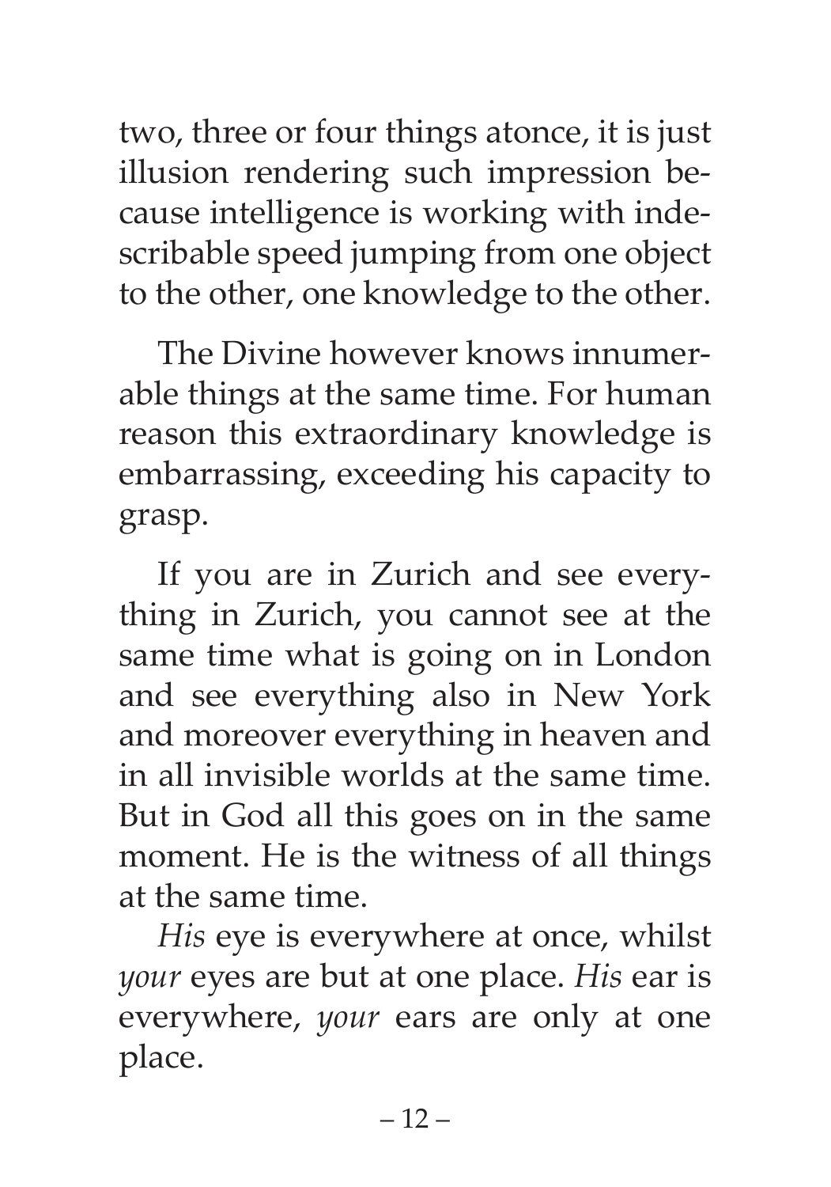two, three or four things atonce, it is just illusion rendering such impression because intelligence is working with indescribable speed jumping from one object to the other, one knowledge to the other.

The Divine however knows innumerable things at the same time. For human reason this extraordinary knowledge is embarrassing, exceeding his capacity to grasp.

If you are in Zurich and see everything in Zurich, you cannot see at the same time what is going on in London and see everything also in New York and moreover everything in heaven and in all invisible worlds at the same time. But in God all this goes on in the same moment. He is the witness of all things at the same time.

*His* eye is everywhere at once, whilst *your* eyes are but at one place. *His* ear is everywhere, *your* ears are only at one place.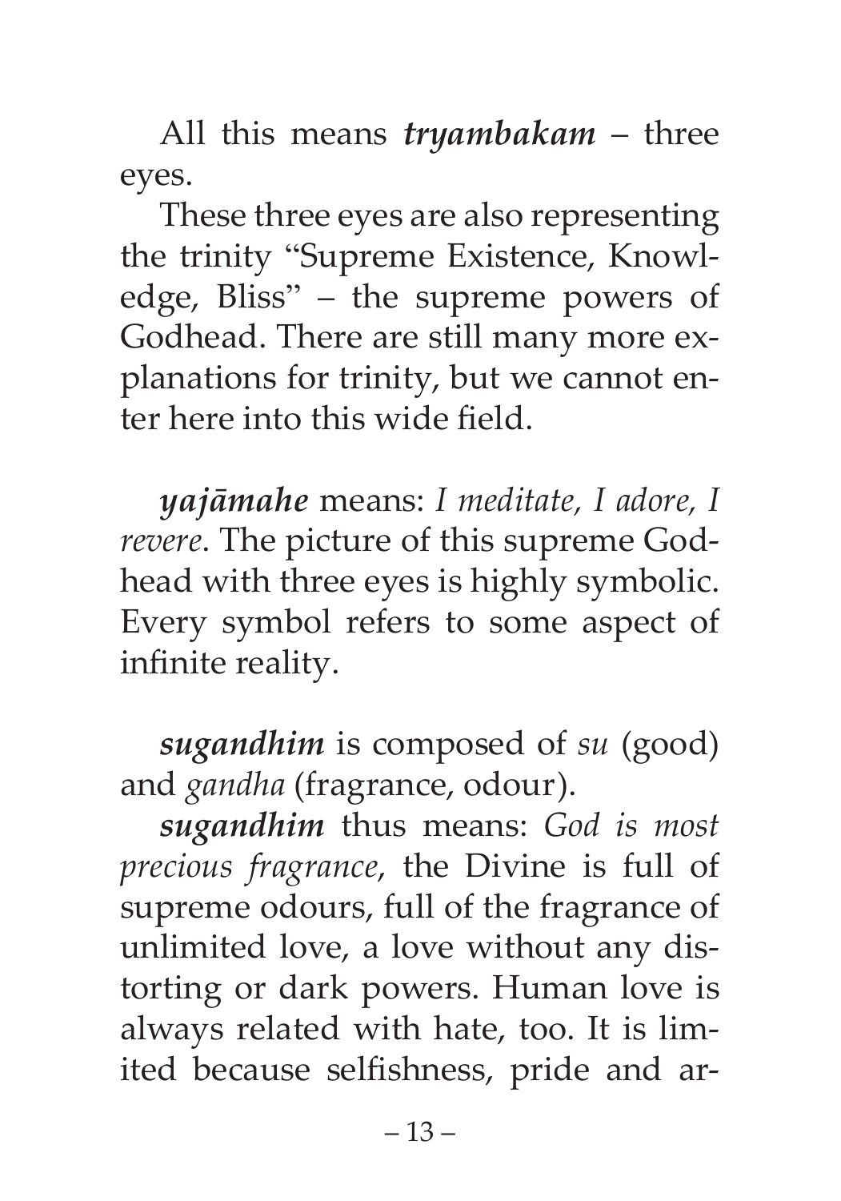All this means ***tryambakam*** – three eyes.

These three eyes are also representing the trinity "Supreme Existence, Knowledge, Bliss" – the supreme powers of Godhead. There are still many more explanations for trinity, but we cannot enter here into this wide field.

***yajāmahe*** means: *I meditate, I adore, I revere*. The picture of this supreme Godhead with three eyes is highly symbolic. Every symbol refers to some aspect of infinite reality.

***sugandhim*** is composed of *su* (good) and *gandha* (fragrance, odour).

***sugandhim*** thus means: *God is most precious fragrance*, the Divine is full of supreme odours, full of the fragrance of unlimited love, a love without any distorting or dark powers. Human love is always related with hate, too. It is limited because selfishness, pride and ar-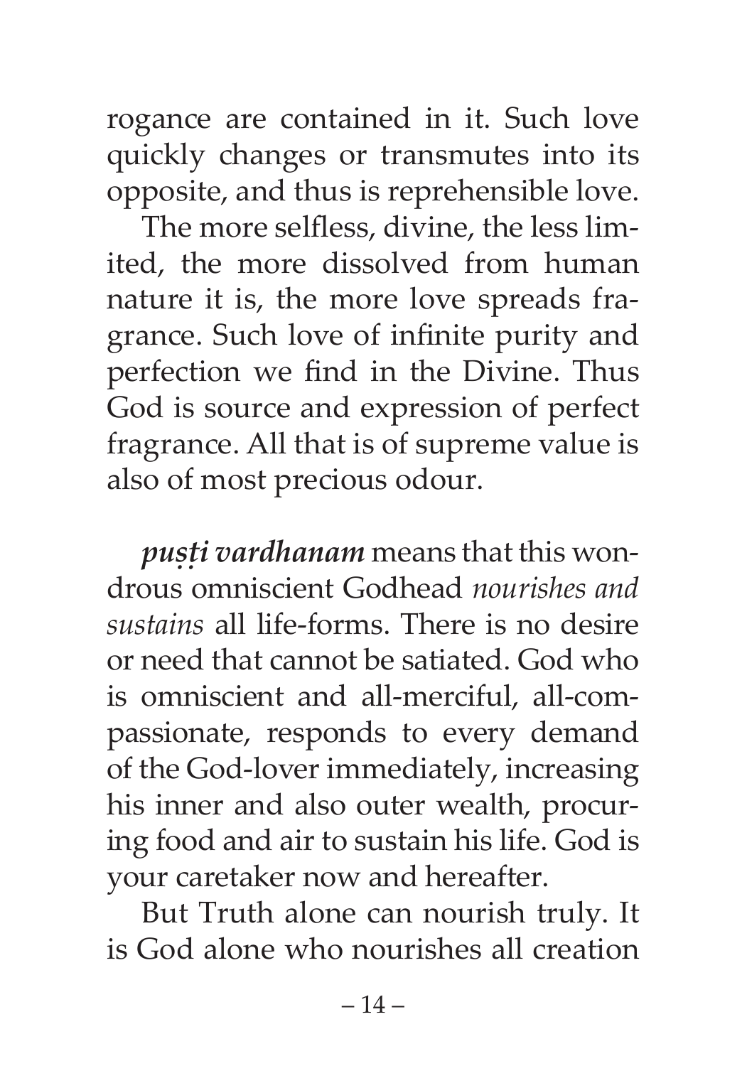rogance are contained in it. Such love quickly changes or transmutes into its opposite, and thus is reprehensible love.

The more selfless, divine, the less limited, the more dissolved from human nature it is, the more love spreads fragrance. Such love of infinite purity and perfection we find in the Divine. Thus God is source and expression of perfect fragrance. All that is of supreme value is also of most precious odour.

***puṣṭi vardhanam*** means that this wondrous omniscient Godhead *nourishes and sustains* all life-forms. There is no desire or need that cannot be satiated. God who is omniscient and all-merciful, all-compassionate, responds to every demand of the God-lover immediately, increasing his inner and also outer wealth, procuring food and air to sustain his life. God is your caretaker now and hereafter.

But Truth alone can nourish truly. It is God alone who nourishes all creation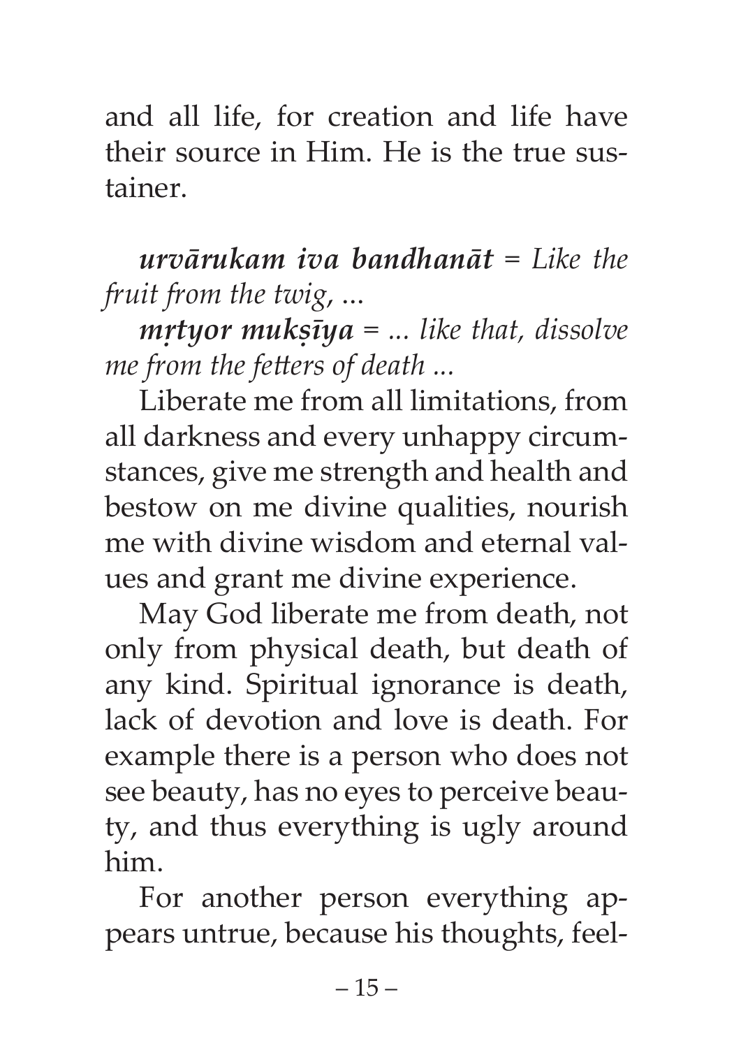and all life, for creation and life have their source in Him. He is the true sustainer.

***urvārukam iva bandhanāt*** = *Like the fruit from the twig, ...*

***mṛtyor mukṣīya*** = *... like that, dissolve me from the fetters of death ...*

Liberate me from all limitations, from all darkness and every unhappy circumstances, give me strength and health and bestow on me divine qualities, nourish me with divine wisdom and eternal values and grant me divine experience.

May God liberate me from death, not only from physical death, but death of any kind. Spiritual ignorance is death, lack of devotion and love is death. For example there is a person who does not see beauty, has no eyes to perceive beauty, and thus everything is ugly around him.

For another person everything appears untrue, because his thoughts, feel-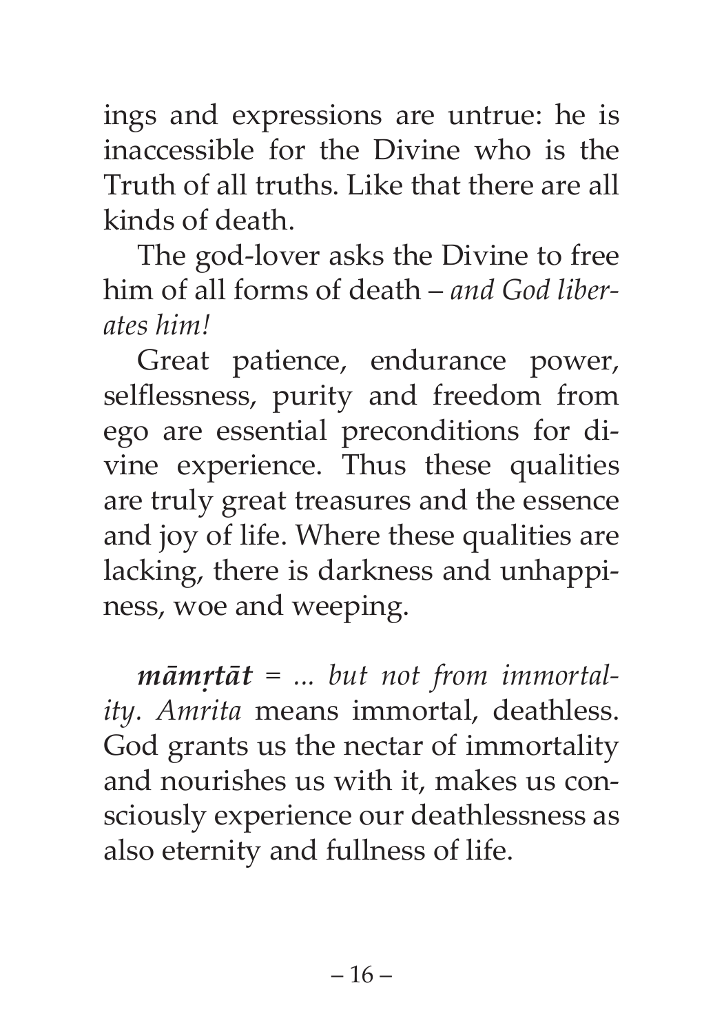ings and expressions are untrue: he is inaccessible for the Divine who is the Truth of all truths. Like that there are all kinds of death.

The god-lover asks the Divine to free him of all forms of death – *and God liberates him!*

Great patience, endurance power, selflessness, purity and freedom from ego are essential preconditions for divine experience. Thus these qualities are truly great treasures and the essence and joy of life. Where these qualities are lacking, there is darkness and unhappiness, woe and weeping.

***māmṛtāt*** *= ... but not from immortality. Amrita* means immortal, deathless. God grants us the nectar of immortality and nourishes us with it, makes us consciously experience our deathlessness as also eternity and fullness of life.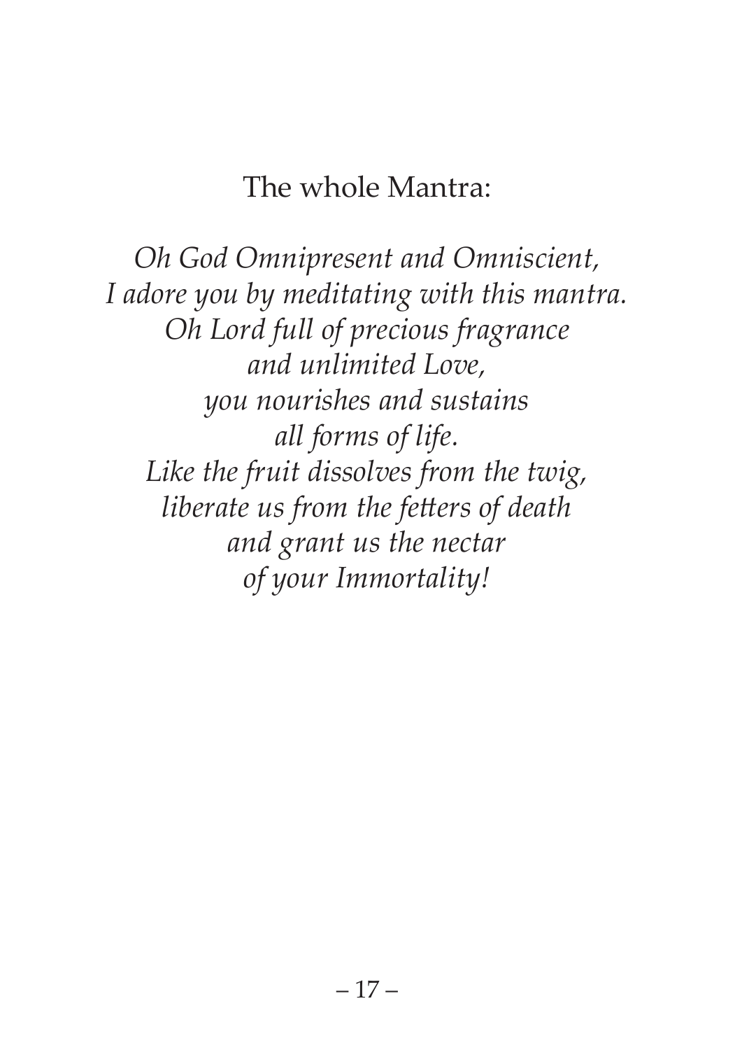The whole Mantra:

*Oh God Omnipresent and Omniscient,*
*I adore you by meditating with this mantra.*
*Oh Lord full of precious fragrance*
*and unlimited Love,*
*you nourishes and sustains*
*all forms of life.*
*Like the fruit dissolves from the twig,*
*liberate us from the fetters of death*
*and grant us the nectar*
*of your Immortality!*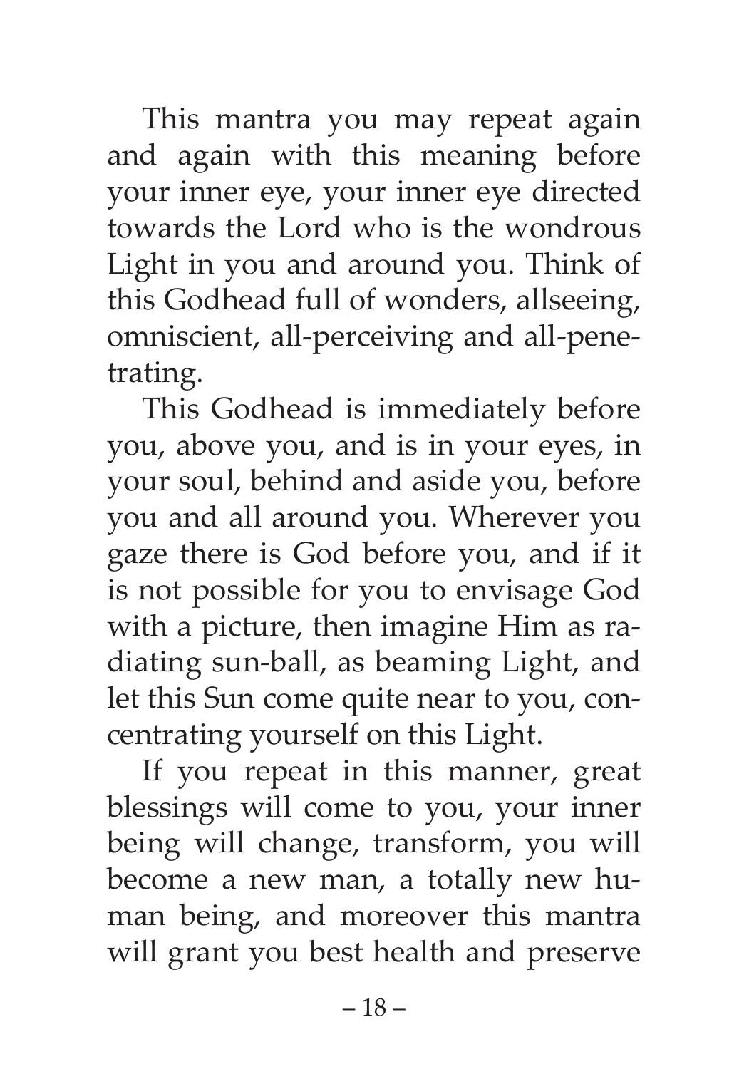This mantra you may repeat again and again with this meaning before your inner eye, your inner eye directed towards the Lord who is the wondrous Light in you and around you. Think of this Godhead full of wonders, allseeing, omniscient, all-perceiving and all-penetrating.

This Godhead is immediately before you, above you, and is in your eyes, in your soul, behind and aside you, before you and all around you. Wherever you gaze there is God before you, and if it is not possible for you to envisage God with a picture, then imagine Him as radiating sun-ball, as beaming Light, and let this Sun come quite near to you, concentrating yourself on this Light.

If you repeat in this manner, great blessings will come to you, your inner being will change, transform, you will become a new man, a totally new human being, and moreover this mantra will grant you best health and preserve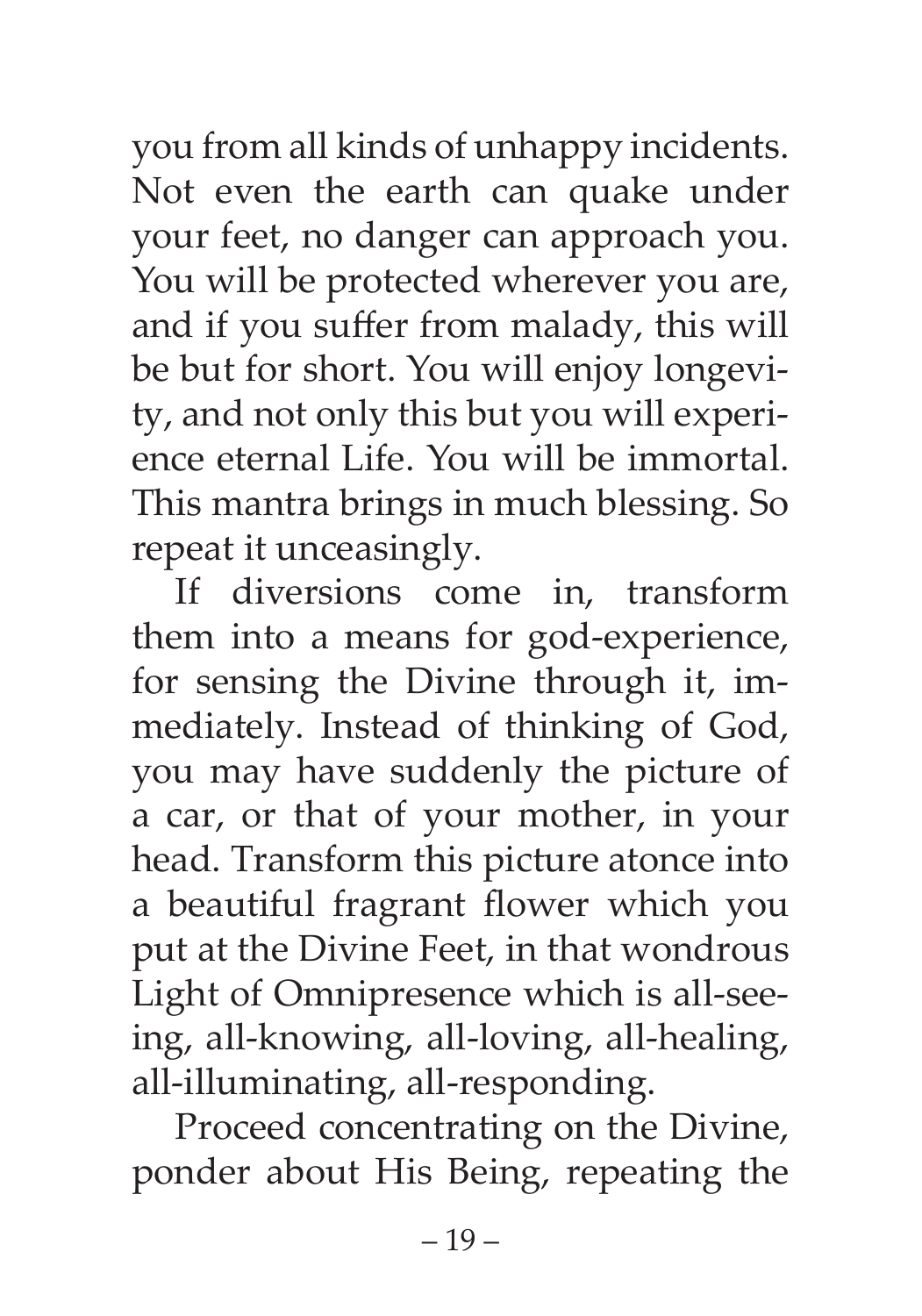you from all kinds of unhappy incidents. Not even the earth can quake under your feet, no danger can approach you. You will be protected wherever you are, and if you suffer from malady, this will be but for short. You will enjoy longevity, and not only this but you will experience eternal Life. You will be immortal. This mantra brings in much blessing. So repeat it unceasingly.

If diversions come in, transform them into a means for god-experience, for sensing the Divine through it, immediately. Instead of thinking of God, you may have suddenly the picture of a car, or that of your mother, in your head. Transform this picture atonce into a beautiful fragrant flower which you put at the Divine Feet, in that wondrous Light of Omnipresence which is all-seeing, all-knowing, all-loving, all-healing, all-illuminating, all-responding.

Proceed concentrating on the Divine, ponder about His Being, repeating the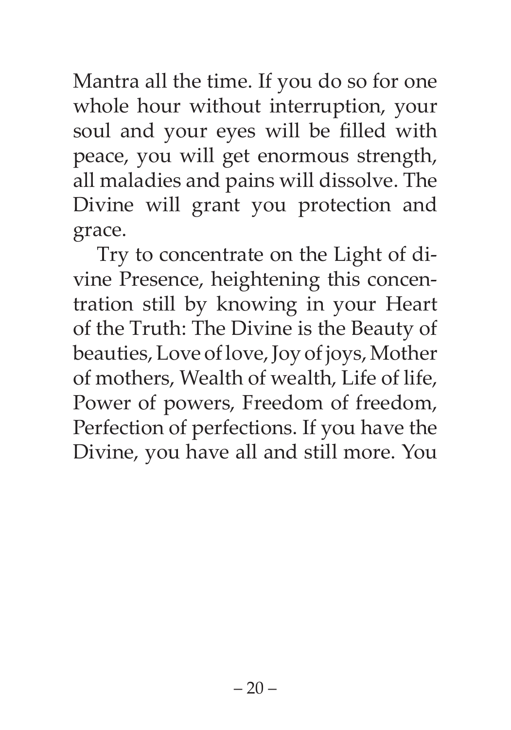Mantra all the time. If you do so for one whole hour without interruption, your soul and your eyes will be filled with peace, you will get enormous strength, all maladies and pains will dissolve. The Divine will grant you protection and grace.

Try to concentrate on the Light of divine Presence, heightening this concentration still by knowing in your Heart of the Truth: The Divine is the Beauty of beauties, Love of love, Joy of joys, Mother of mothers, Wealth of wealth, Life of life, Power of powers, Freedom of freedom, Perfection of perfections. If you have the Divine, you have all and still more. You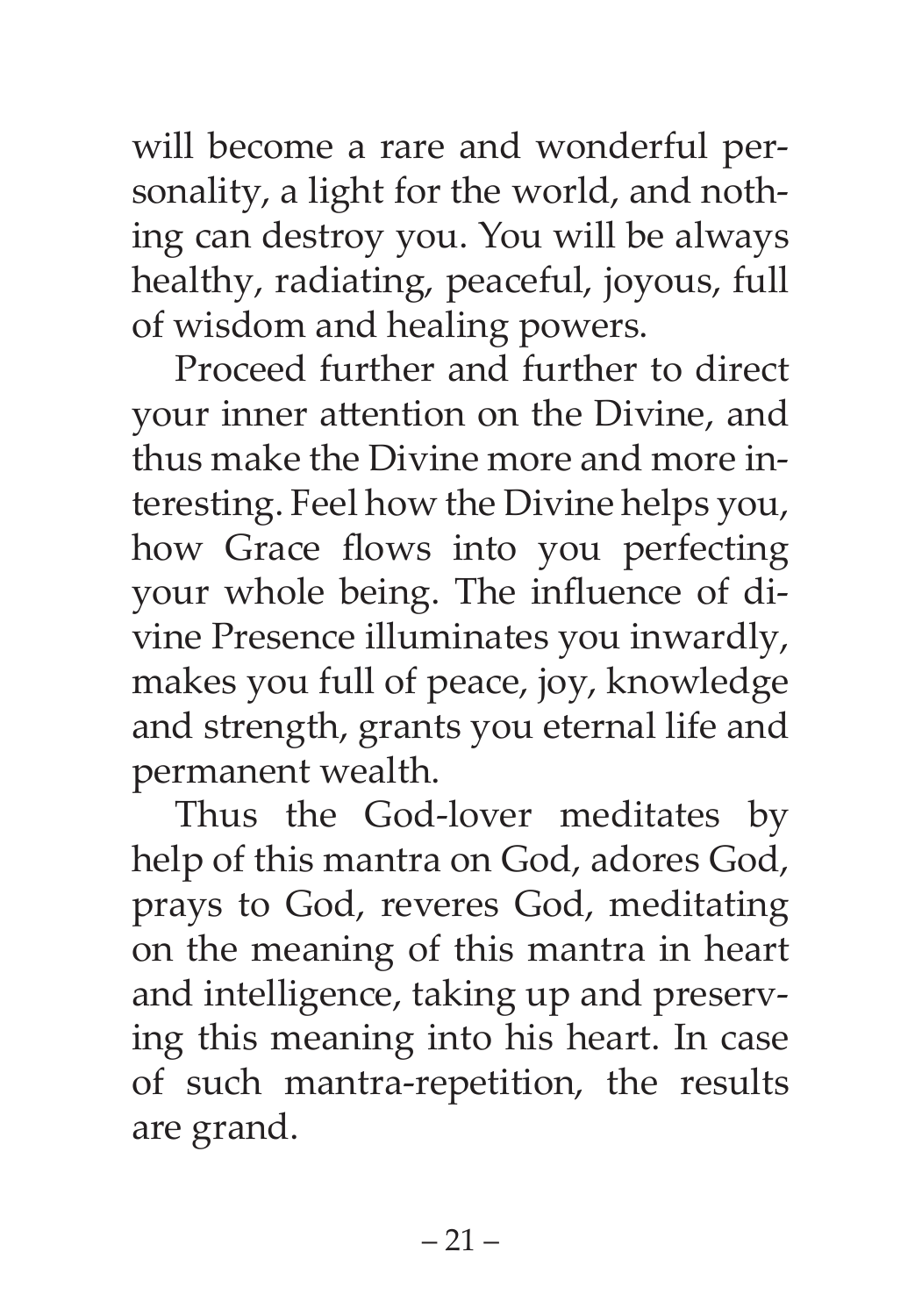will become a rare and wonderful personality, a light for the world, and nothing can destroy you. You will be always healthy, radiating, peaceful, joyous, full of wisdom and healing powers.

Proceed further and further to direct your inner attention on the Divine, and thus make the Divine more and more interesting. Feel how the Divine helps you, how Grace flows into you perfecting your whole being. The influence of divine Presence illuminates you inwardly, makes you full of peace, joy, knowledge and strength, grants you eternal life and permanent wealth.

Thus the God-lover meditates by help of this mantra on God, adores God, prays to God, reveres God, meditating on the meaning of this mantra in heart and intelligence, taking up and preserving this meaning into his heart. In case of such mantra-repetition, the results are grand.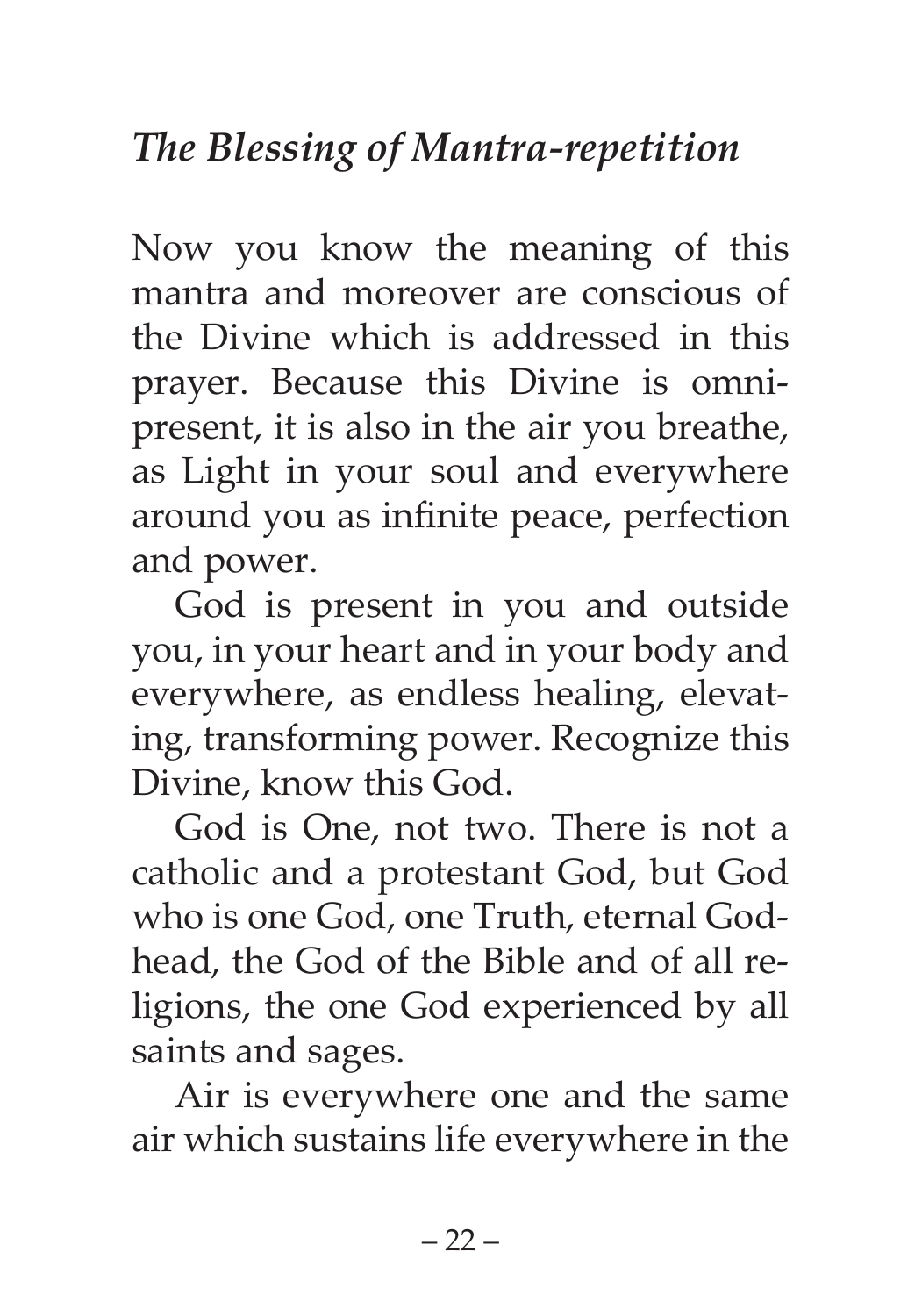## *The Blessing of Mantra-repetition*

Now you know the meaning of this mantra and moreover are conscious of the Divine which is addressed in this prayer. Because this Divine is omnipresent, it is also in the air you breathe, as Light in your soul and everywhere around you as infinite peace, perfection and power.

God is present in you and outside you, in your heart and in your body and everywhere, as endless healing, elevating, transforming power. Recognize this Divine, know this God.

God is One, not two. There is not a catholic and a protestant God, but God who is one God, one Truth, eternal Godhead, the God of the Bible and of all religions, the one God experienced by all saints and sages.

Air is everywhere one and the same air which sustains life everywhere in the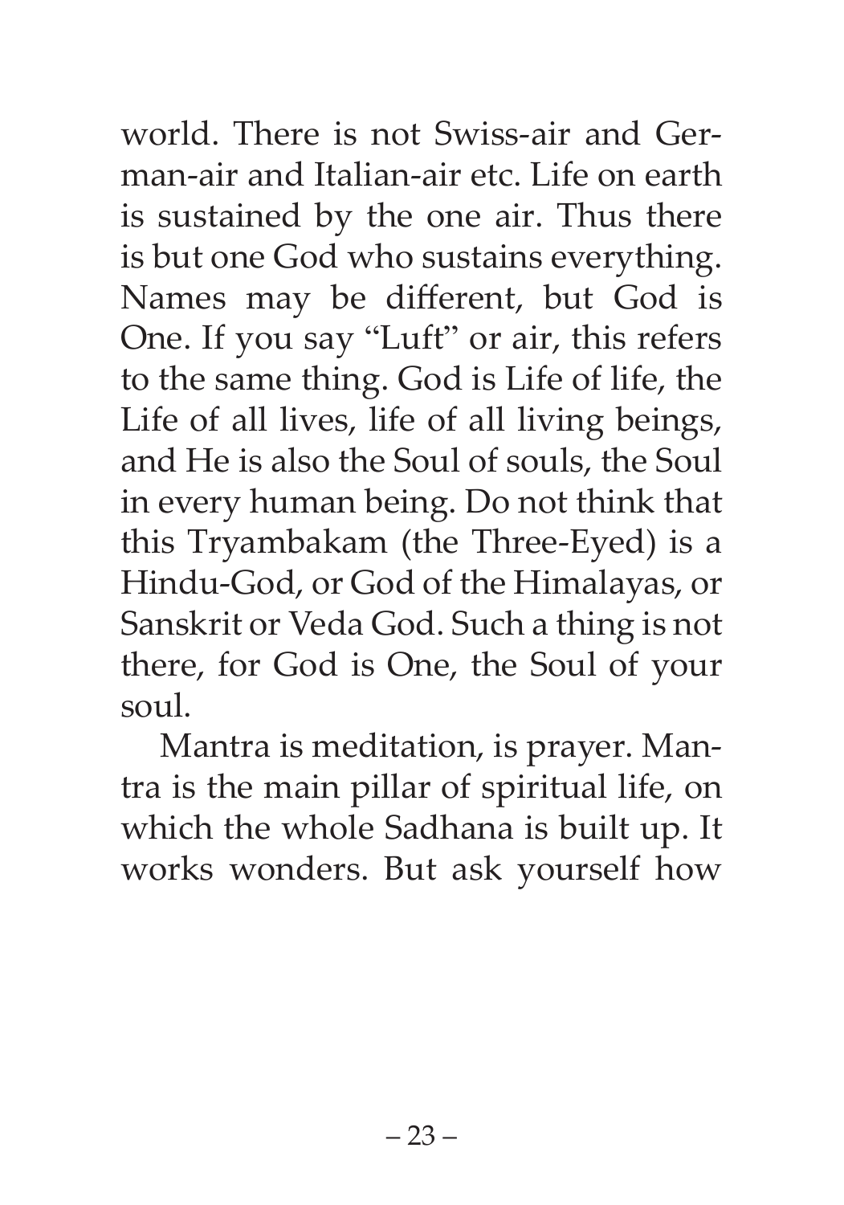world. There is not Swiss-air and German-air and Italian-air etc. Life on earth is sustained by the one air. Thus there is but one God who sustains everything. Names may be different, but God is One. If you say "Luft" or air, this refers to the same thing. God is Life of life, the Life of all lives, life of all living beings, and He is also the Soul of souls, the Soul in every human being. Do not think that this Tryambakam (the Three-Eyed) is a Hindu-God, or God of the Himalayas, or Sanskrit or Veda God. Such a thing is not there, for God is One, the Soul of your soul.

Mantra is meditation, is prayer. Mantra is the main pillar of spiritual life, on which the whole Sadhana is built up. It works wonders. But ask yourself how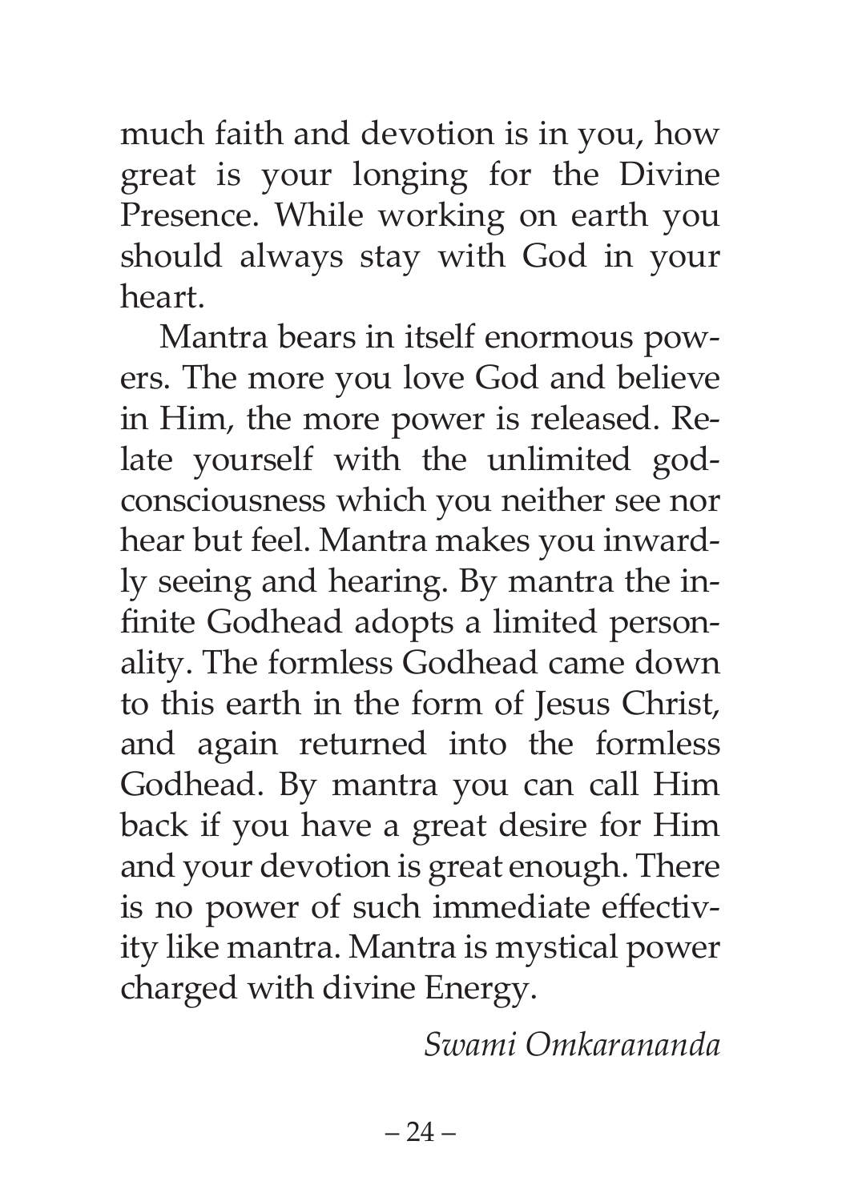much faith and devotion is in you, how great is your longing for the Divine Presence. While working on earth you should always stay with God in your heart.

Mantra bears in itself enormous powers. The more you love God and believe in Him, the more power is released. Relate yourself with the unlimited god-consciousness which you neither see nor hear but feel. Mantra makes you inwardly seeing and hearing. By mantra the infinite Godhead adopts a limited personality. The formless Godhead came down to this earth in the form of Jesus Christ, and again returned into the formless Godhead. By mantra you can call Him back if you have a great desire for Him and your devotion is great enough. There is no power of such immediate effectivity like mantra. Mantra is mystical power charged with divine Energy.

*Swami Omkarananda*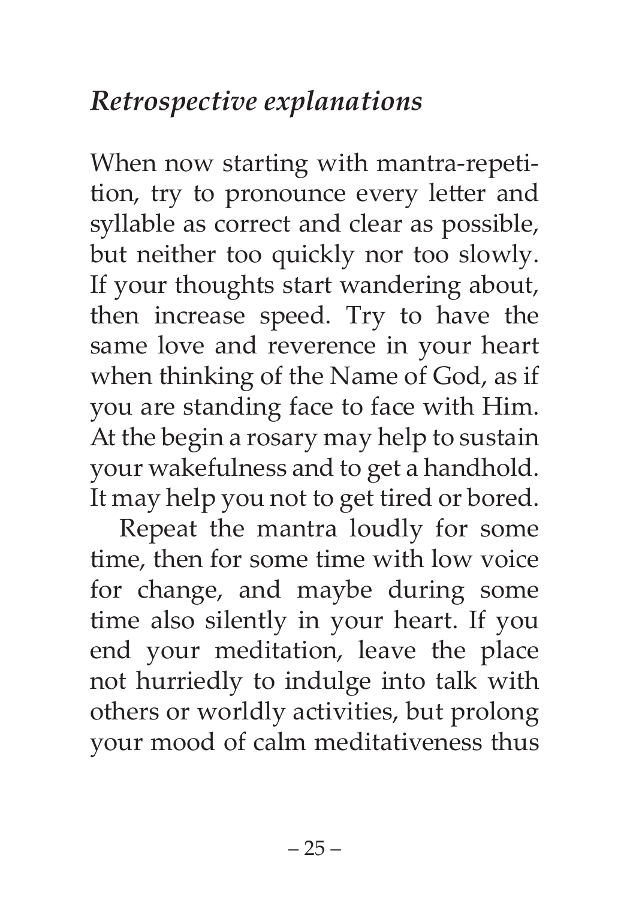## *Retrospective explanations*

When now starting with mantra-repetition, try to pronounce every letter and syllable as correct and clear as possible, but neither too quickly nor too slowly. If your thoughts start wandering about, then increase speed. Try to have the same love and reverence in your heart when thinking of the Name of God, as if you are standing face to face with Him. At the begin a rosary may help to sustain your wakefulness and to get a handhold. It may help you not to get tired or bored.

Repeat the mantra loudly for some time, then for some time with low voice for change, and maybe during some time also silently in your heart. If you end your meditation, leave the place not hurriedly to indulge into talk with others or worldly activities, but prolong your mood of calm meditativeness thus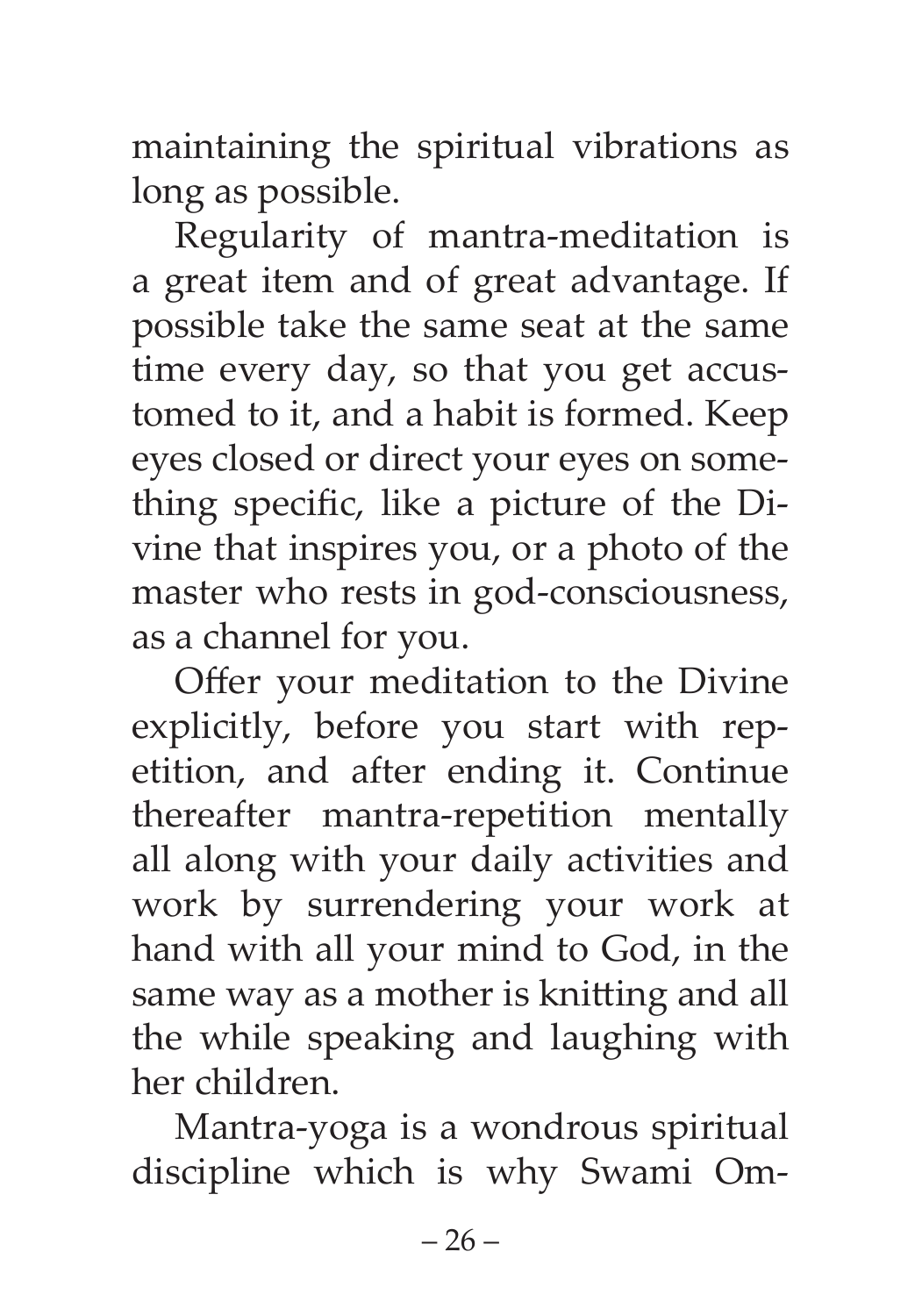maintaining the spiritual vibrations as long as possible.

Regularity of mantra-meditation is a great item and of great advantage. If possible take the same seat at the same time every day, so that you get accustomed to it, and a habit is formed. Keep eyes closed or direct your eyes on something specific, like a picture of the Divine that inspires you, or a photo of the master who rests in god-consciousness, as a channel for you.

Offer your meditation to the Divine explicitly, before you start with repetition, and after ending it. Continue thereafter mantra-repetition mentally all along with your daily activities and work by surrendering your work at hand with all your mind to God, in the same way as a mother is knitting and all the while speaking and laughing with her children.

Mantra-yoga is a wondrous spiritual discipline which is why Swami Om-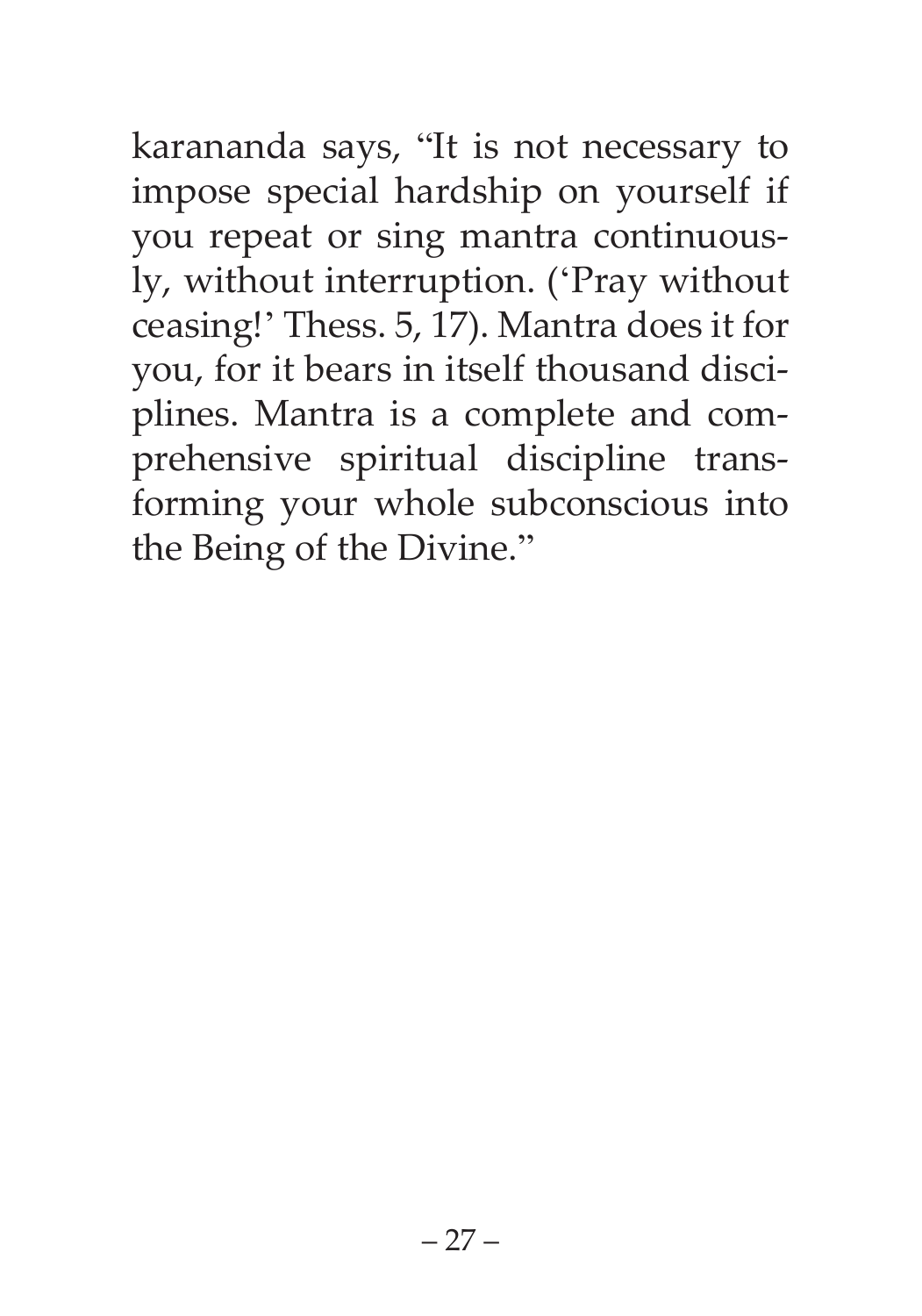karananda says, "It is not necessary to impose special hardship on yourself if you repeat or sing mantra continuously, without interruption. ('Pray without ceasing!' Thess. 5, 17). Mantra does it for you, for it bears in itself thousand disciplines. Mantra is a complete and comprehensive spiritual discipline transforming your whole subconscious into the Being of the Divine."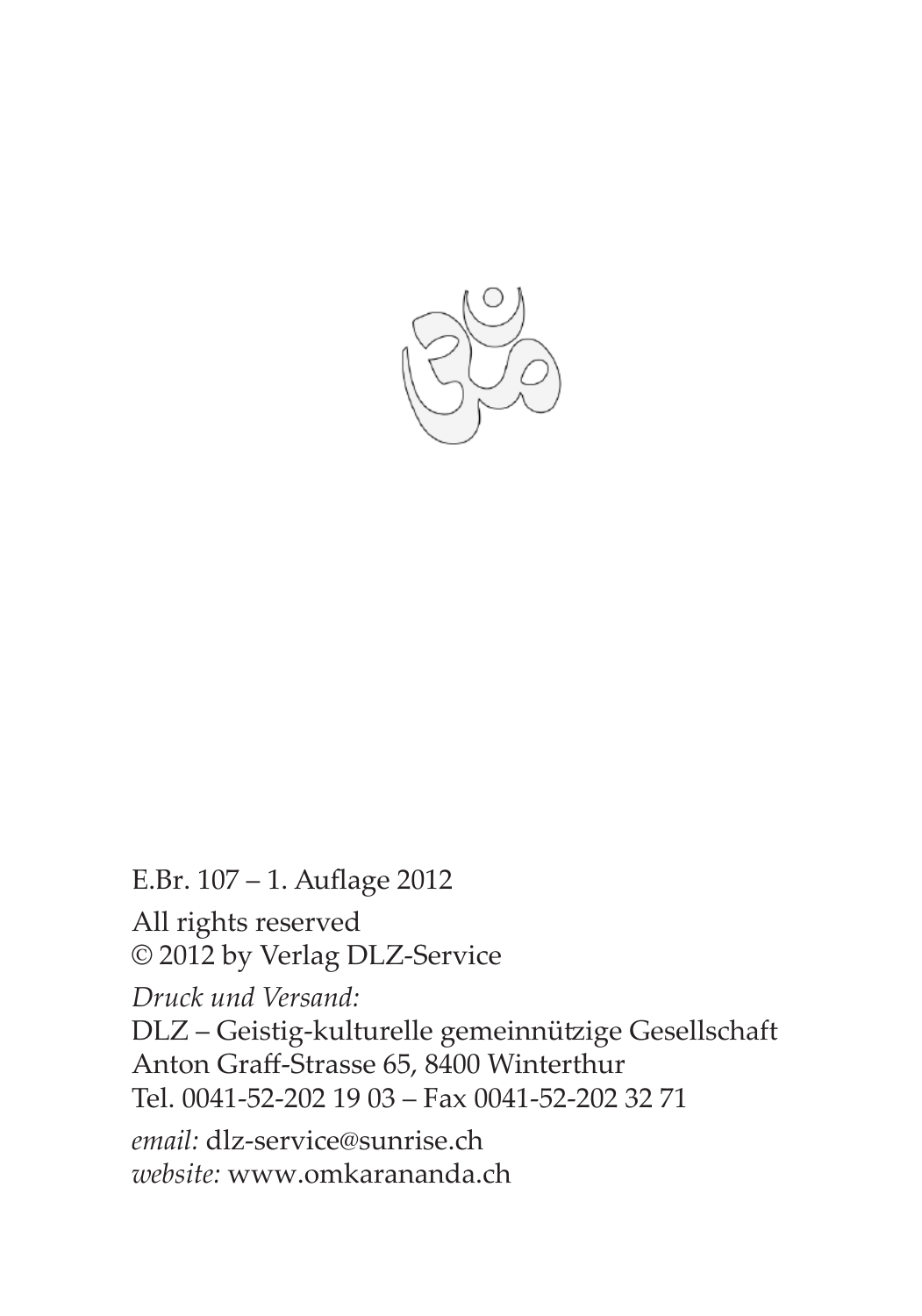E.Br. 107 – 1. Auflage 2012

All rights reserved
© 2012 by Verlag DLZ-Service

*Druck und Versand:*
DLZ – Geistig-kulturelle gemeinnützige Gesellschaft
Anton Graff-Strasse 65, 8400 Winterthur
Tel. 0041-52-202 19 03 – Fax 0041-52-202 32 71

*email:* dlz-service@sunrise.ch
*website:* www.omkarananda.ch